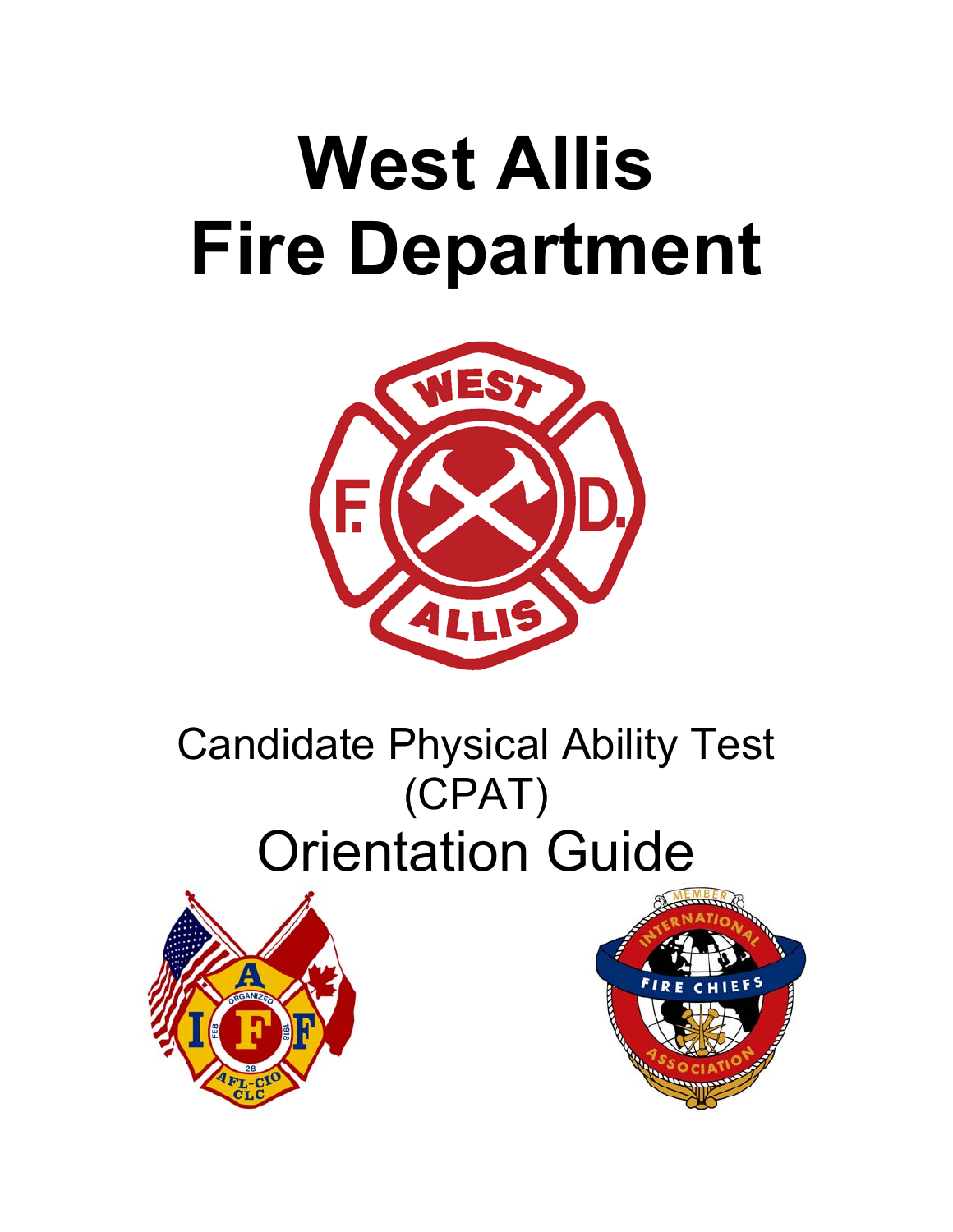# West Allis Fire Department

## Candidate Physical Ability Test (CPAT)

## Orientation Guide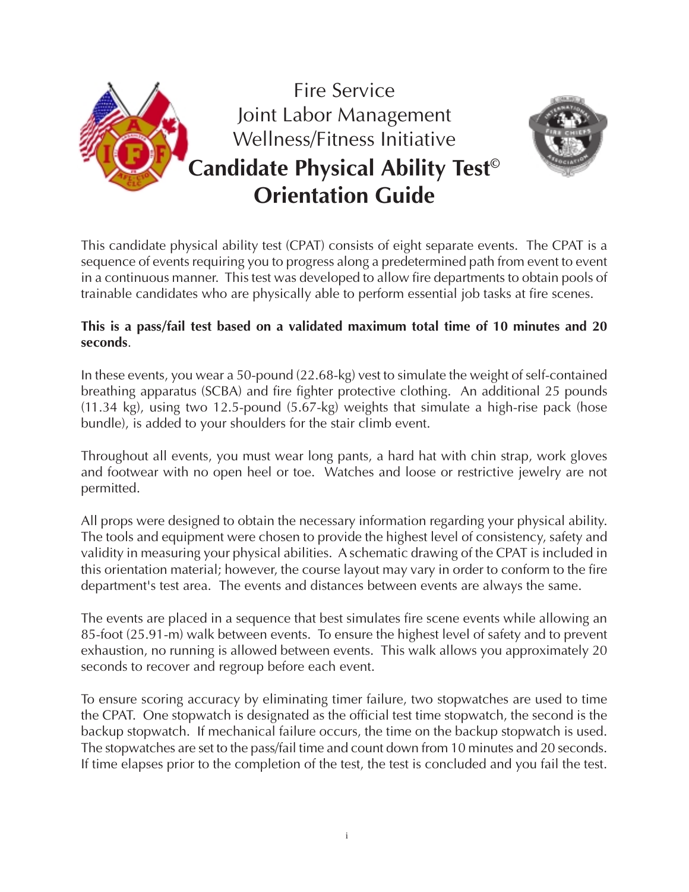# Fire Service Joint Labor Management Wellness/Fitness Initiative

# Candidate Physical Ability Test© Orientation Guide

This candidate physical ability test (CPAT) consists of eight separate events. The CPAT is a sequence of events requiring you to progress along a predetermined path from event to event in a continuous manner. This test was developed to allow fire departments to obtain pools of trainable candidates who are physically able to perform essential job tasks at fire scenes.

**This is a pass/fail test based on a validated maximum total time of 10 minutes and 20 seconds**.

In these events, you wear a 50-pound (22.68-kg) vest to simulate the weight of self-contained breathing apparatus (SCBA) and fire fighter protective clothing. An additional 25 pounds (11.34 kg), using two 12.5-pound (5.67-kg) weights that simulate a high-rise pack (hose bundle), is added to your shoulders for the stair climb event.

Throughout all events, you must wear long pants, a hard hat with chin strap, work gloves and footwear with no open heel or toe. Watches and loose or restrictive jewelry are not permitted.

All props were designed to obtain the necessary information regarding your physical ability. The tools and equipment were chosen to provide the highest level of consistency, safety and validity in measuring your physical abilities. A schematic drawing of the CPAT is included in this orientation material; however, the course layout may vary in order to conform to the fire department's test area. The events and distances between events are always the same.

The events are placed in a sequence that best simulates fire scene events while allowing an 85-foot (25.91-m) walk between events. To ensure the highest level of safety and to prevent exhaustion, no running is allowed between events. This walk allows you approximately 20 seconds to recover and regroup before each event.

To ensure scoring accuracy by eliminating timer failure, two stopwatches are used to time the CPAT. One stopwatch is designated as the official test time stopwatch, the second is the backup stopwatch. If mechanical failure occurs, the time on the backup stopwatch is used. The stopwatches are set to the pass/fail time and count down from 10 minutes and 20 seconds. If time elapses prior to the completion of the test, the test is concluded and you fail the test.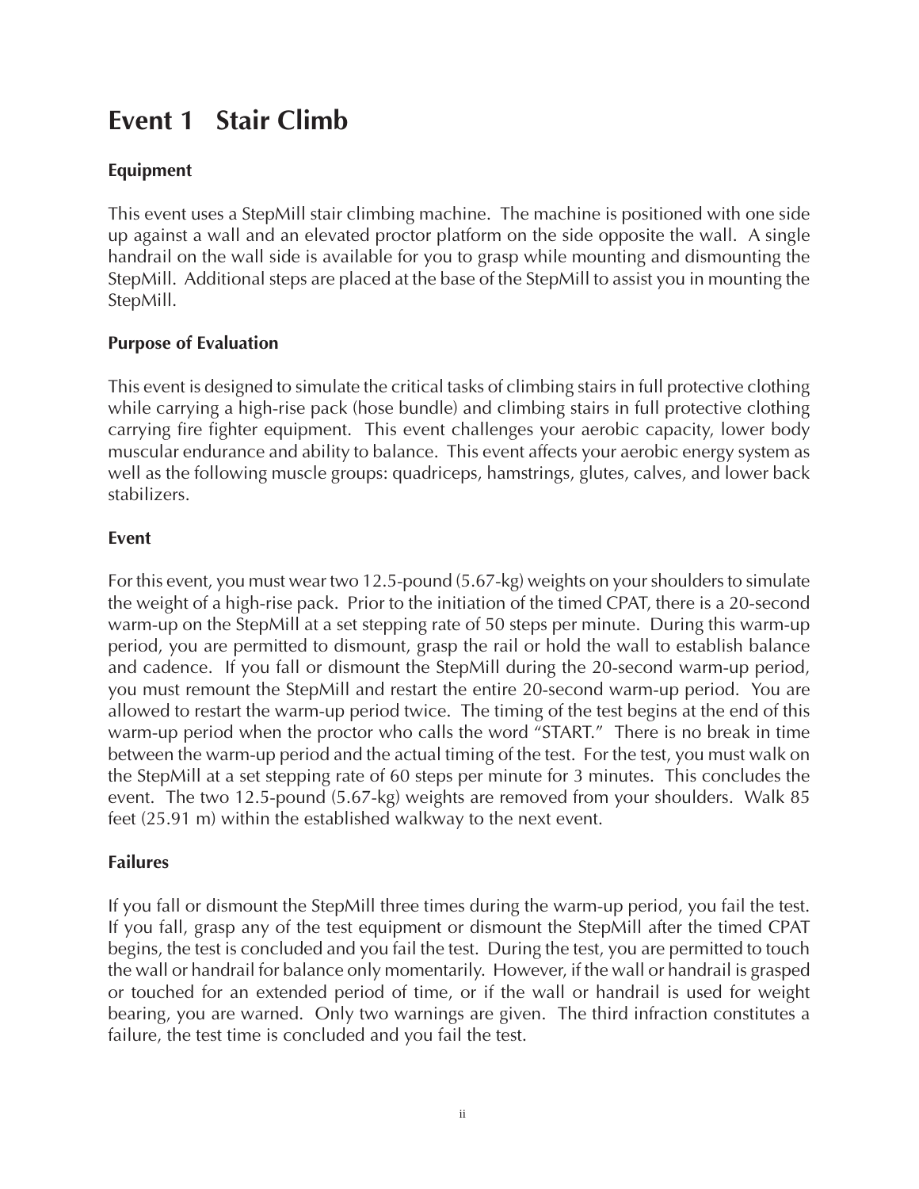# Event 1 Stair Climb

### Equipment

This event uses a StepMill stair climbing machine. The machine is positioned with one side up against a wall and an elevated proctor platform on the side opposite the wall. A single handrail on the wall side is available for you to grasp while mounting and dismounting the StepMill. Additional steps are placed at the base of the StepMill to assist you in mounting the StepMill.

### Purpose of Evaluation

This event is designed to simulate the critical tasks of climbing stairs in full protective clothing while carrying a high-rise pack (hose bundle) and climbing stairs in full protective clothing carrying fire fighter equipment. This event challenges your aerobic capacity, lower body muscular endurance and ability to balance. This event affects your aerobic energy system as well as the following muscle groups: quadriceps, hamstrings, glutes, calves, and lower back stabilizers.

### Event

For this event, you must wear two 12.5-pound (5.67-kg) weights on your shoulders to simulate the weight of a high-rise pack. Prior to the initiation of the timed CPAT, there is a 20-second warm-up on the StepMill at a set stepping rate of 50 steps per minute. During this warm-up period, you are permitted to dismount, grasp the rail or hold the wall to establish balance and cadence. If you fall or dismount the StepMill during the 20-second warm-up period, you must remount the StepMill and restart the entire 20-second warm-up period. You are allowed to restart the warm-up period twice. The timing of the test begins at the end of this warm-up period when the proctor who calls the word "START." There is no break in time between the warm-up period and the actual timing of the test. For the test, you must walk on the StepMill at a set stepping rate of 60 steps per minute for 3 minutes. This concludes the event. The two 12.5-pound (5.67-kg) weights are removed from your shoulders. Walk 85 feet (25.91 m) within the established walkway to the next event.

### Failures

If you fall or dismount the StepMill three times during the warm-up period, you fail the test. If you fall, grasp any of the test equipment or dismount the StepMill after the timed CPAT begins, the test is concluded and you fail the test. During the test, you are permitted to touch the wall or handrail for balance only momentarily. However, if the wall or handrail is grasped or touched for an extended period of time, or if the wall or handrail is used for weight bearing, you are warned. Only two warnings are given. The third infraction constitutes a failure, the test time is concluded and you fail the test.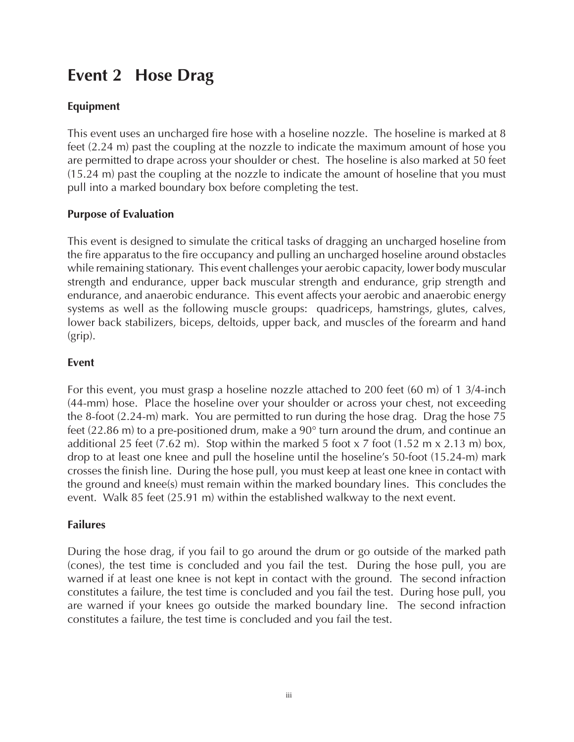# Event 2 Hose Drag

### Equipment

This event uses an uncharged fire hose with a hoseline nozzle. The hoseline is marked at 8 feet (2.24 m) past the coupling at the nozzle to indicate the maximum amount of hose you are permitted to drape across your shoulder or chest. The hoseline is also marked at 50 feet (15.24 m) past the coupling at the nozzle to indicate the amount of hoseline that you must pull into a marked boundary box before completing the test.

### Purpose of Evaluation

This event is designed to simulate the critical tasks of dragging an uncharged hoseline from the fire apparatus to the fire occupancy and pulling an uncharged hoseline around obstacles while remaining stationary. This event challenges your aerobic capacity, lower body muscular strength and endurance, upper back muscular strength and endurance, grip strength and endurance, and anaerobic endurance. This event affects your aerobic and anaerobic energy systems as well as the following muscle groups: quadriceps, hamstrings, glutes, calves, lower back stabilizers, biceps, deltoids, upper back, and muscles of the forearm and hand (grip).

### Event

For this event, you must grasp a hoseline nozzle attached to 200 feet (60 m) of 1 3/4-inch (44-mm) hose. Place the hoseline over your shoulder or across your chest, not exceeding the 8-foot (2.24-m) mark. You are permitted to run during the hose drag. Drag the hose 75 feet (22.86 m) to a pre-positioned drum, make a 90° turn around the drum, and continue an additional 25 feet (7.62 m). Stop within the marked 5 foot x 7 foot (1.52 m x 2.13 m) box, drop to at least one knee and pull the hoseline until the hoseline's 50-foot (15.24-m) mark crosses the finish line. During the hose pull, you must keep at least one knee in contact with the ground and knee(s) must remain within the marked boundary lines. This concludes the event. Walk 85 feet (25.91 m) within the established walkway to the next event.

### Failures

During the hose drag, if you fail to go around the drum or go outside of the marked path (cones), the test time is concluded and you fail the test. During the hose pull, you are warned if at least one knee is not kept in contact with the ground. The second infraction constitutes a failure, the test time is concluded and you fail the test. During hose pull, you are warned if your knees go outside the marked boundary line. The second infraction constitutes a failure, the test time is concluded and you fail the test.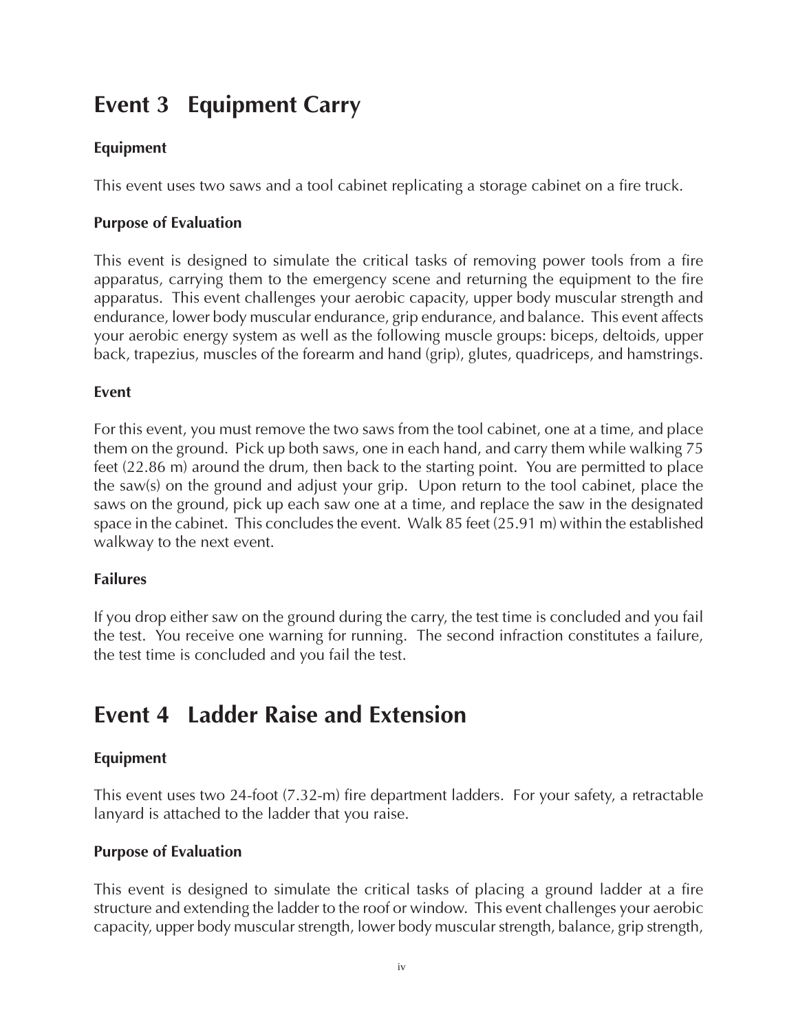# Event 3 Equipment Carry

### Equipment

This event uses two saws and a tool cabinet replicating a storage cabinet on a fire truck.

### Purpose of Evaluation

This event is designed to simulate the critical tasks of removing power tools from a fire apparatus, carrying them to the emergency scene and returning the equipment to the fire apparatus. This event challenges your aerobic capacity, upper body muscular strength and endurance, lower body muscular endurance, grip endurance, and balance. This event affects your aerobic energy system as well as the following muscle groups: biceps, deltoids, upper back, trapezius, muscles of the forearm and hand (grip), glutes, quadriceps, and hamstrings.

### Event

For this event, you must remove the two saws from the tool cabinet, one at a time, and place them on the ground. Pick up both saws, one in each hand, and carry them while walking 75 feet (22.86 m) around the drum, then back to the starting point. You are permitted to place the saw(s) on the ground and adjust your grip. Upon return to the tool cabinet, place the saws on the ground, pick up each saw one at a time, and replace the saw in the designated space in the cabinet. This concludes the event. Walk 85 feet (25.91 m) within the established walkway to the next event.

### Failures

If you drop either saw on the ground during the carry, the test time is concluded and you fail the test. You receive one warning for running. The second infraction constitutes a failure, the test time is concluded and you fail the test.

# Event 4 Ladder Raise and Extension

### Equipment

This event uses two 24-foot (7.32-m) fire department ladders. For your safety, a retractable lanyard is attached to the ladder that you raise.

### Purpose of Evaluation

This event is designed to simulate the critical tasks of placing a ground ladder at a fire structure and extending the ladder to the roof or window. This event challenges your aerobic capacity, upper body muscular strength, lower body muscular strength, balance, grip strength,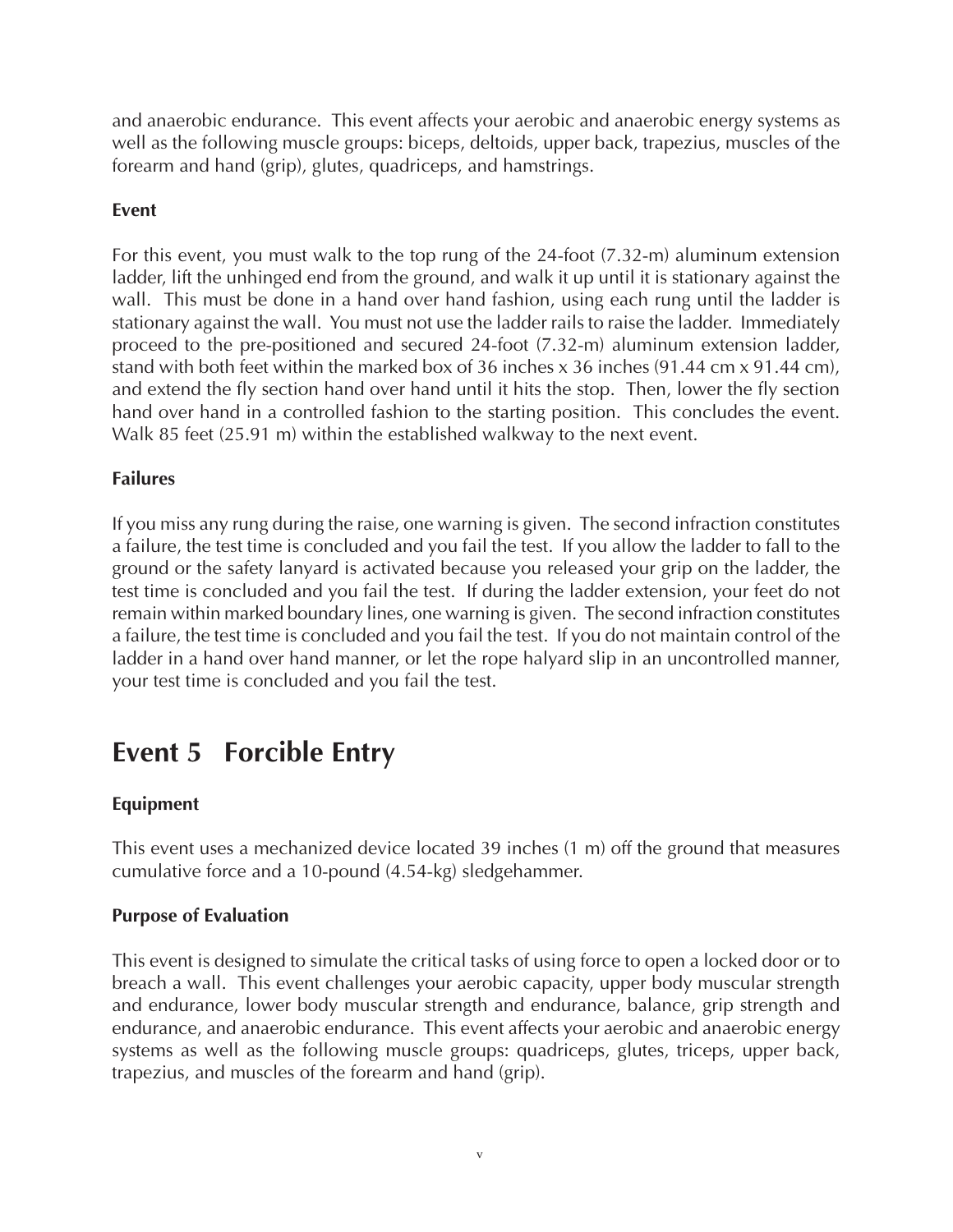and anaerobic endurance. This event affects your aerobic and anaerobic energy systems as well as the following muscle groups: biceps, deltoids, upper back, trapezius, muscles of the forearm and hand (grip), glutes, quadriceps, and hamstrings.

### Event

For this event, you must walk to the top rung of the 24-foot (7.32-m) aluminum extension ladder, lift the unhinged end from the ground, and walk it up until it is stationary against the wall. This must be done in a hand over hand fashion, using each rung until the ladder is stationary against the wall. You must not use the ladder rails to raise the ladder. Immediately proceed to the pre-positioned and secured 24-foot (7.32-m) aluminum extension ladder, stand with both feet within the marked box of 36 inches x 36 inches (91.44 cm x 91.44 cm), and extend the fly section hand over hand until it hits the stop. Then, lower the fly section hand over hand in a controlled fashion to the starting position. This concludes the event. Walk 85 feet (25.91 m) within the established walkway to the next event.

### Failures

If you miss any rung during the raise, one warning is given. The second infraction constitutes a failure, the test time is concluded and you fail the test. If you allow the ladder to fall to the ground or the safety lanyard is activated because you released your grip on the ladder, the test time is concluded and you fail the test. If during the ladder extension, your feet do not remain within marked boundary lines, one warning is given. The second infraction constitutes a failure, the test time is concluded and you fail the test. If you do not maintain control of the ladder in a hand over hand manner, or let the rope halyard slip in an uncontrolled manner, your test time is concluded and you fail the test.

## Event 5 Forcible Entry

### Equipment

This event uses a mechanized device located 39 inches (1 m) off the ground that measures cumulative force and a 10-pound (4.54-kg) sledgehammer.

### Purpose of Evaluation

This event is designed to simulate the critical tasks of using force to open a locked door or to breach a wall. This event challenges your aerobic capacity, upper body muscular strength and endurance, lower body muscular strength and endurance, balance, grip strength and endurance, and anaerobic endurance. This event affects your aerobic and anaerobic energy systems as well as the following muscle groups: quadriceps, glutes, triceps, upper back, trapezius, and muscles of the forearm and hand (grip).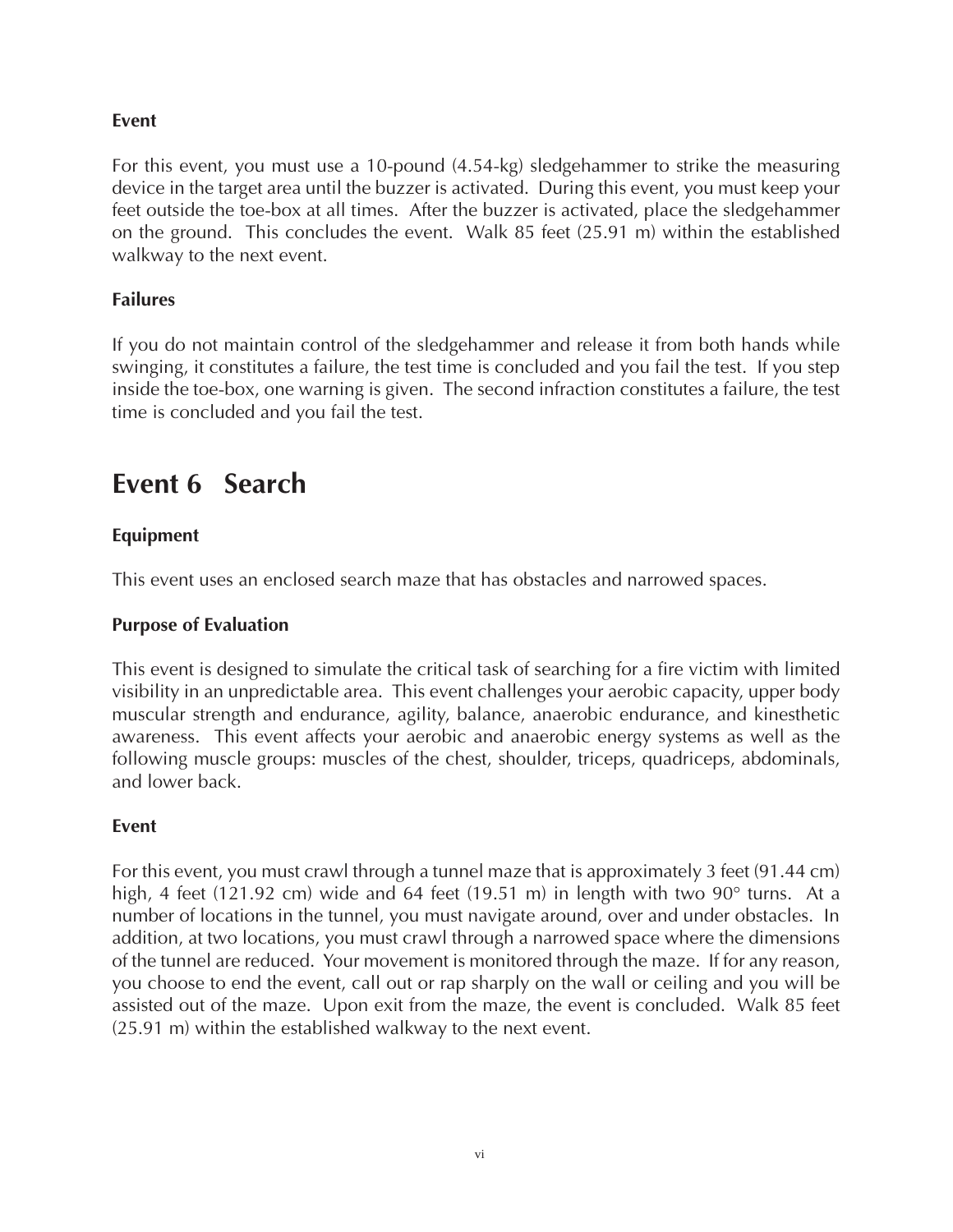### Event

For this event, you must use a 10-pound (4.54-kg) sledgehammer to strike the measuring device in the target area until the buzzer is activated. During this event, you must keep your feet outside the toe-box at all times. After the buzzer is activated, place the sledgehammer on the ground. This concludes the event. Walk 85 feet (25.91 m) within the established walkway to the next event.

### Failures

If you do not maintain control of the sledgehammer and release it from both hands while swinging, it constitutes a failure, the test time is concluded and you fail the test. If you step inside the toe-box, one warning is given. The second infraction constitutes a failure, the test time is concluded and you fail the test.

## Event 6 Search

### Equipment

This event uses an enclosed search maze that has obstacles and narrowed spaces.

### Purpose of Evaluation

This event is designed to simulate the critical task of searching for a fire victim with limited visibility in an unpredictable area. This event challenges your aerobic capacity, upper body muscular strength and endurance, agility, balance, anaerobic endurance, and kinesthetic awareness. This event affects your aerobic and anaerobic energy systems as well as the following muscle groups: muscles of the chest, shoulder, triceps, quadriceps, abdominals, and lower back.

### Event

For this event, you must crawl through a tunnel maze that is approximately 3 feet (91.44 cm) high, 4 feet (121.92 cm) wide and 64 feet (19.51 m) in length with two 90° turns. At a number of locations in the tunnel, you must navigate around, over and under obstacles. In addition, at two locations, you must crawl through a narrowed space where the dimensions of the tunnel are reduced. Your movement is monitored through the maze. If for any reason, you choose to end the event, call out or rap sharply on the wall or ceiling and you will be assisted out of the maze. Upon exit from the maze, the event is concluded. Walk 85 feet (25.91 m) within the established walkway to the next event.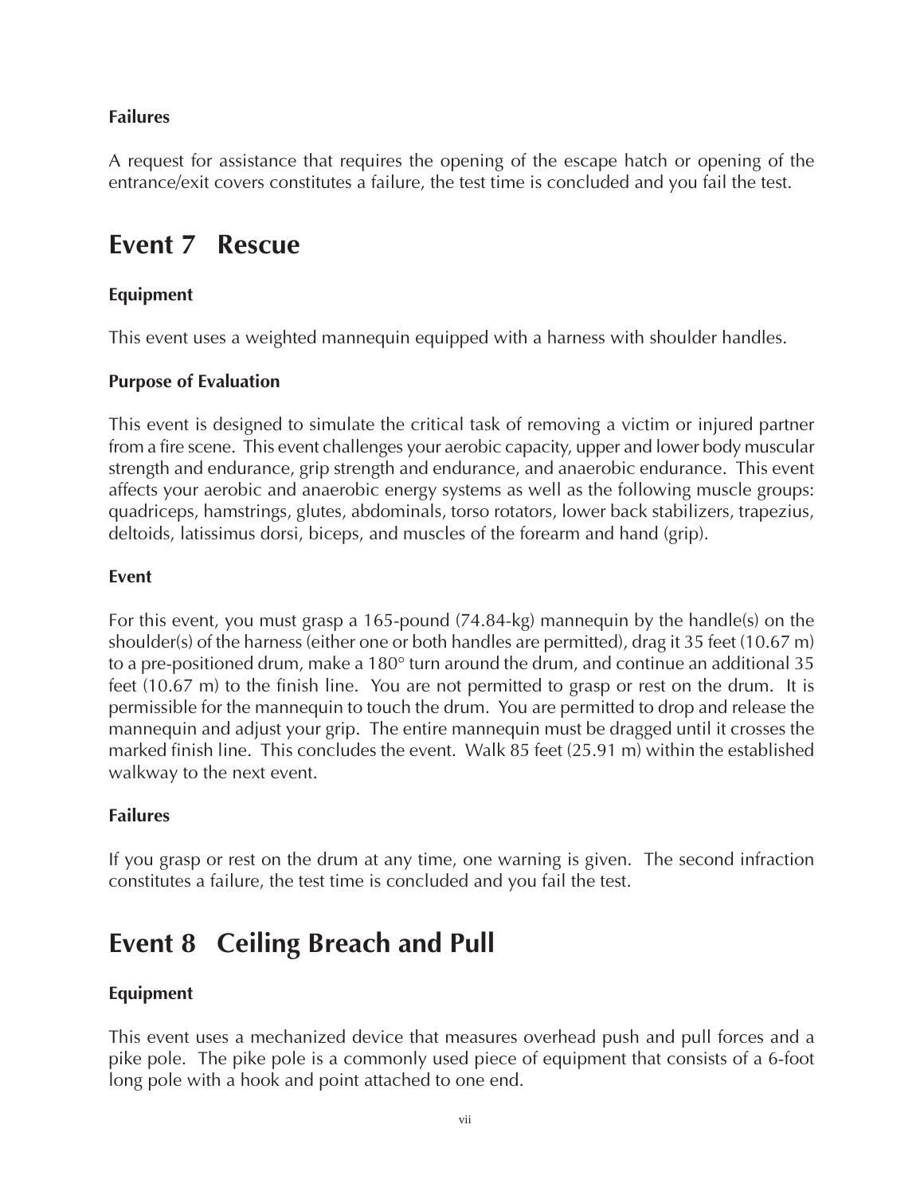### Failures

A request for assistance that requires the opening of the escape hatch or opening of the entrance/exit covers constitutes a failure, the test time is concluded and you fail the test.

## Event 7 Rescue

### Equipment

This event uses a weighted mannequin equipped with a harness with shoulder handles.

### Purpose of Evaluation

This event is designed to simulate the critical task of removing a victim or injured partner from a fire scene. This event challenges your aerobic capacity, upper and lower body muscular strength and endurance, grip strength and endurance, and anaerobic endurance. This event affects your aerobic and anaerobic energy systems as well as the following muscle groups: quadriceps, hamstrings, glutes, abdominals, torso rotators, lower back stabilizers, trapezius, deltoids, latissimus dorsi, biceps, and muscles of the forearm and hand (grip).

### Event

For this event, you must grasp a 165-pound (74.84-kg) mannequin by the handle(s) on the shoulder(s) of the harness (either one or both handles are permitted), drag it 35 feet (10.67 m) to a pre-positioned drum, make a 180° turn around the drum, and continue an additional 35 feet (10.67 m) to the finish line. You are not permitted to grasp or rest on the drum. It is permissible for the mannequin to touch the drum. You are permitted to drop and release the mannequin and adjust your grip. The entire mannequin must be dragged until it crosses the marked finish line. This concludes the event. Walk 85 feet (25.91 m) within the established walkway to the next event.

### Failures

If you grasp or rest on the drum at any time, one warning is given. The second infraction constitutes a failure, the test time is concluded and you fail the test.

## Event 8 Ceiling Breach and Pull

### Equipment

This event uses a mechanized device that measures overhead push and pull forces and a pike pole. The pike pole is a commonly used piece of equipment that consists of a 6-foot long pole with a hook and point attached to one end.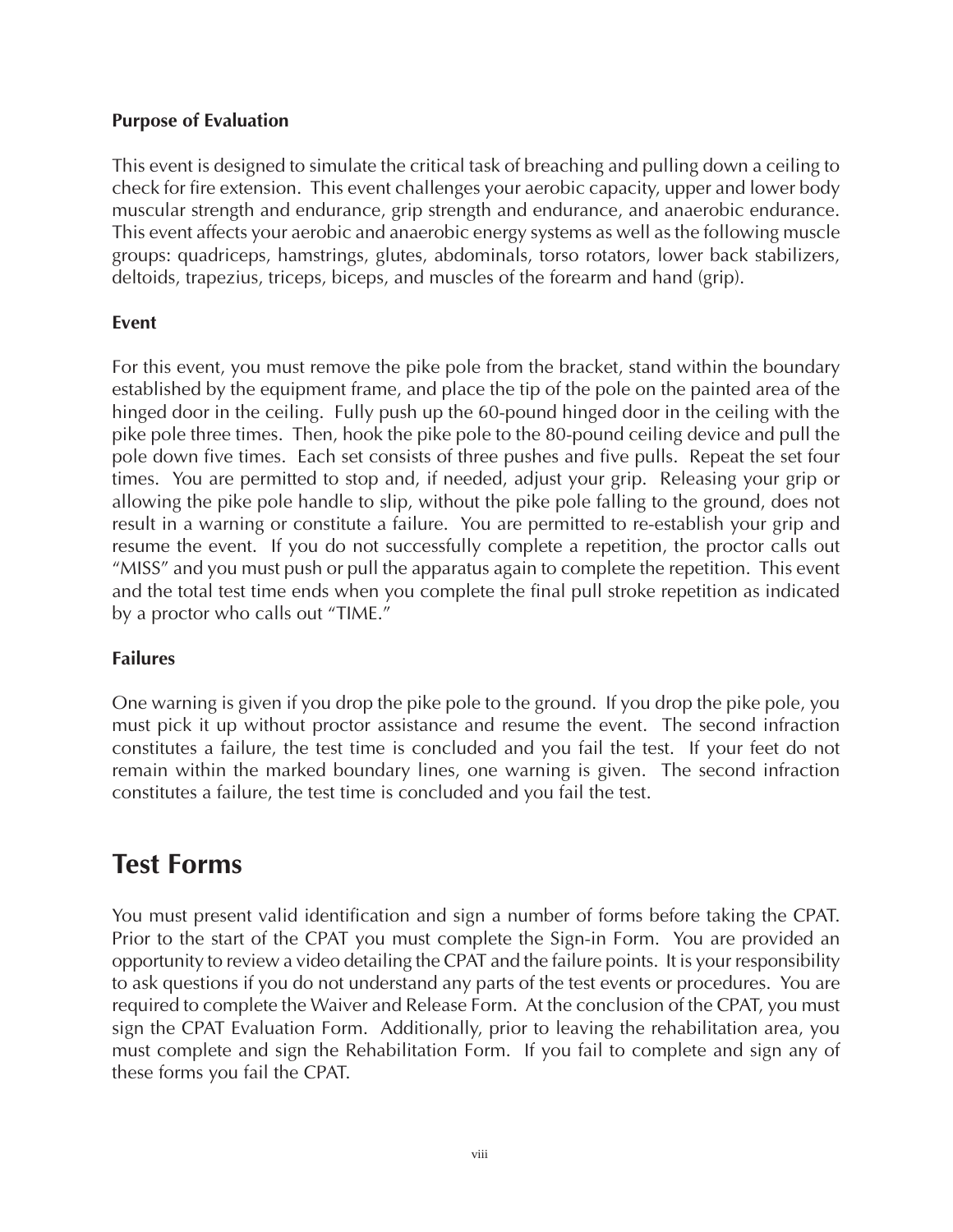### Purpose of Evaluation

This event is designed to simulate the critical task of breaching and pulling down a ceiling to check for fire extension. This event challenges your aerobic capacity, upper and lower body muscular strength and endurance, grip strength and endurance, and anaerobic endurance. This event affects your aerobic and anaerobic energy systems as well as the following muscle groups: quadriceps, hamstrings, glutes, abdominals, torso rotators, lower back stabilizers, deltoids, trapezius, triceps, biceps, and muscles of the forearm and hand (grip).

### Event

For this event, you must remove the pike pole from the bracket, stand within the boundary established by the equipment frame, and place the tip of the pole on the painted area of the hinged door in the ceiling. Fully push up the 60-pound hinged door in the ceiling with the pike pole three times. Then, hook the pike pole to the 80-pound ceiling device and pull the pole down five times. Each set consists of three pushes and five pulls. Repeat the set four times. You are permitted to stop and, if needed, adjust your grip. Releasing your grip or allowing the pike pole handle to slip, without the pike pole falling to the ground, does not result in a warning or constitute a failure. You are permitted to re-establish your grip and resume the event. If you do not successfully complete a repetition, the proctor calls out "MISS" and you must push or pull the apparatus again to complete the repetition. This event and the total test time ends when you complete the final pull stroke repetition as indicated by a proctor who calls out "TIME."

### Failures

One warning is given if you drop the pike pole to the ground. If you drop the pike pole, you must pick it up without proctor assistance and resume the event. The second infraction constitutes a failure, the test time is concluded and you fail the test. If your feet do not remain within the marked boundary lines, one warning is given. The second infraction constitutes a failure, the test time is concluded and you fail the test.

## Test Forms

You must present valid identification and sign a number of forms before taking the CPAT. Prior to the start of the CPAT you must complete the Sign-in Form. You are provided an opportunity to review a video detailing the CPAT and the failure points. It is your responsibility to ask questions if you do not understand any parts of the test events or procedures. You are required to complete the Waiver and Release Form. At the conclusion of the CPAT, you must sign the CPAT Evaluation Form. Additionally, prior to leaving the rehabilitation area, you must complete and sign the Rehabilitation Form. If you fail to complete and sign any of these forms you fail the CPAT.